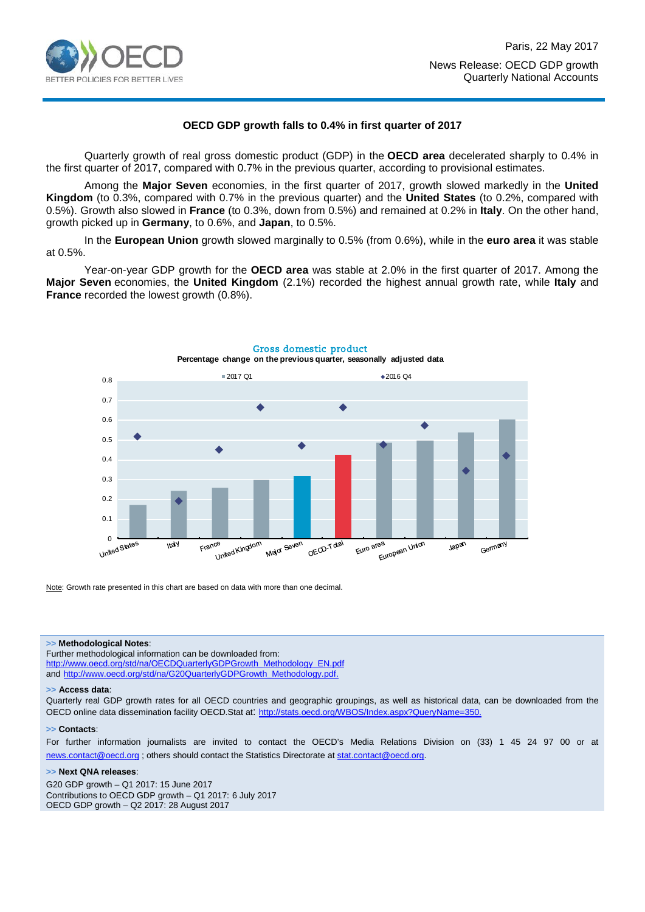Paris, 22 May 2017

News Release: OECD GDP growth
Quarterly National Accounts

# OECD GDP growth falls to 0.4% in first quarter of 2017

Quarterly growth of real gross domestic product (GDP) in the **OECD area** decelerated sharply to 0.4% in the first quarter of 2017, compared with 0.7% in the previous quarter, according to provisional estimates.

Among the **Major Seven** economies, in the first quarter of 2017, growth slowed markedly in the **United Kingdom** (to 0.3%, compared with 0.7% in the previous quarter) and the **United States** (to 0.2%, compared with 0.5%). Growth also slowed in **France** (to 0.3%, down from 0.5%) and remained at 0.2% in **Italy**. On the other hand, growth picked up in **Germany**, to 0.6%, and **Japan**, to 0.5%.

In the **European Union** growth slowed marginally to 0.5% (from 0.6%), while in the **euro area** it was stable at 0.5%.

Year-on-year GDP growth for the **OECD area** was stable at 2.0% in the first quarter of 2017. Among the **Major Seven** economies, the **United Kingdom** (2.1%) recorded the highest annual growth rate, while **Italy** and **France** recorded the lowest growth (0.8%).

**Gross domestic product**
**Percentage change on the previous quarter, seasonally adjusted data**

Legend: 2017 Q1 (bars); 2016 Q4 (diamonds)

Countries/areas shown: United States, Italy, France, United Kingdom, Major Seven, OECD-Total, Euro area, European Union, Japan, Germany

Note: Growth rate presented in this chart are based on data with more than one decimal.

>> **Methodological Notes**:
Further methodological information can be downloaded from:
http://www.oecd.org/std/na/OECDQuarterlyGDPGrowth_Methodology_EN.pdf
and http://www.oecd.org/std/na/G20QuarterlyGDPGrowth_Methodology.pdf.

>> **Access data**:
Quarterly real GDP growth rates for all OECD countries and geographic groupings, as well as historical data, can be downloaded from the OECD online data dissemination facility OECD.Stat at: http://stats.oecd.org/WBOS/Index.aspx?QueryName=350.

>> **Contacts**:
For further information journalists are invited to contact the OECD's Media Relations Division on (33) 1 45 24 97 00 or at news.contact@oecd.org ; others should contact the Statistics Directorate at stat.contact@oecd.org.

>> **Next QNA releases**:
G20 GDP growth – Q1 2017: 15 June 2017
Contributions to OECD GDP growth – Q1 2017: 6 July 2017
OECD GDP growth – Q2 2017: 28 August 2017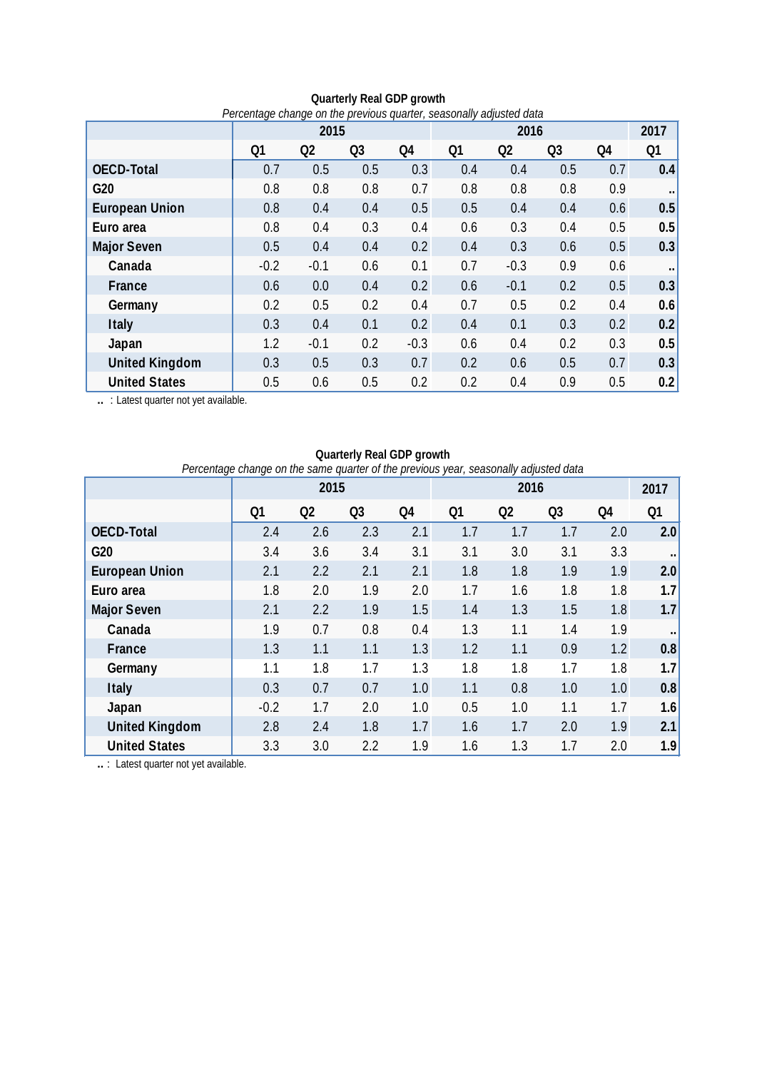**Quarterly Real GDP growth**

*Percentage change on the previous quarter, seasonally adjusted data*

| | 2015 | | | | 2016 | | | | 2017 |
|---|---|---|---|---|---|---|---|---|---|
| | Q1 | Q2 | Q3 | Q4 | Q1 | Q2 | Q3 | Q4 | Q1 |
| **OECD-Total** | 0.7 | 0.5 | 0.5 | 0.3 | 0.4 | 0.4 | 0.5 | 0.7 | **0.4** |
| **G20** | 0.8 | 0.8 | 0.8 | 0.7 | 0.8 | 0.8 | 0.8 | 0.9 | **..** |
| **European Union** | 0.8 | 0.4 | 0.4 | 0.5 | 0.5 | 0.4 | 0.4 | 0.6 | **0.5** |
| **Euro area** | 0.8 | 0.4 | 0.3 | 0.4 | 0.6 | 0.3 | 0.4 | 0.5 | **0.5** |
| **Major Seven** | 0.5 | 0.4 | 0.4 | 0.2 | 0.4 | 0.3 | 0.6 | 0.5 | **0.3** |
| **Canada** | -0.2 | -0.1 | 0.6 | 0.1 | 0.7 | -0.3 | 0.9 | 0.6 | **..** |
| **France** | 0.6 | 0.0 | 0.4 | 0.2 | 0.6 | -0.1 | 0.2 | 0.5 | **0.3** |
| **Germany** | 0.2 | 0.5 | 0.2 | 0.4 | 0.7 | 0.5 | 0.2 | 0.4 | **0.6** |
| **Italy** | 0.3 | 0.4 | 0.1 | 0.2 | 0.4 | 0.1 | 0.3 | 0.2 | **0.2** |
| **Japan** | 1.2 | -0.1 | 0.2 | -0.3 | 0.6 | 0.4 | 0.2 | 0.3 | **0.5** |
| **United Kingdom** | 0.3 | 0.5 | 0.3 | 0.7 | 0.2 | 0.6 | 0.5 | 0.7 | **0.3** |
| **United States** | 0.5 | 0.6 | 0.5 | 0.2 | 0.2 | 0.4 | 0.9 | 0.5 | **0.2** |

**..** : Latest quarter not yet available.

**Quarterly Real GDP growth**

*Percentage change on the same quarter of the previous year, seasonally adjusted data*

| | 2015 | | | | 2016 | | | | 2017 |
|---|---|---|---|---|---|---|---|---|---|
| | Q1 | Q2 | Q3 | Q4 | Q1 | Q2 | Q3 | Q4 | Q1 |
| **OECD-Total** | 2.4 | 2.6 | 2.3 | 2.1 | 1.7 | 1.7 | 1.7 | 2.0 | **2.0** |
| **G20** | 3.4 | 3.6 | 3.4 | 3.1 | 3.1 | 3.0 | 3.1 | 3.3 | **..** |
| **European Union** | 2.1 | 2.2 | 2.1 | 2.1 | 1.8 | 1.8 | 1.9 | 1.9 | **2.0** |
| **Euro area** | 1.8 | 2.0 | 1.9 | 2.0 | 1.7 | 1.6 | 1.8 | 1.8 | **1.7** |
| **Major Seven** | 2.1 | 2.2 | 1.9 | 1.5 | 1.4 | 1.3 | 1.5 | 1.8 | **1.7** |
| **Canada** | 1.9 | 0.7 | 0.8 | 0.4 | 1.3 | 1.1 | 1.4 | 1.9 | **..** |
| **France** | 1.3 | 1.1 | 1.1 | 1.3 | 1.2 | 1.1 | 0.9 | 1.2 | **0.8** |
| **Germany** | 1.1 | 1.8 | 1.7 | 1.3 | 1.8 | 1.8 | 1.7 | 1.8 | **1.7** |
| **Italy** | 0.3 | 0.7 | 0.7 | 1.0 | 1.1 | 0.8 | 1.0 | 1.0 | **0.8** |
| **Japan** | -0.2 | 1.7 | 2.0 | 1.0 | 0.5 | 1.0 | 1.1 | 1.7 | **1.6** |
| **United Kingdom** | 2.8 | 2.4 | 1.8 | 1.7 | 1.6 | 1.7 | 2.0 | 1.9 | **2.1** |
| **United States** | 3.3 | 3.0 | 2.2 | 1.9 | 1.6 | 1.3 | 1.7 | 2.0 | **1.9** |

**..** : Latest quarter not yet available.